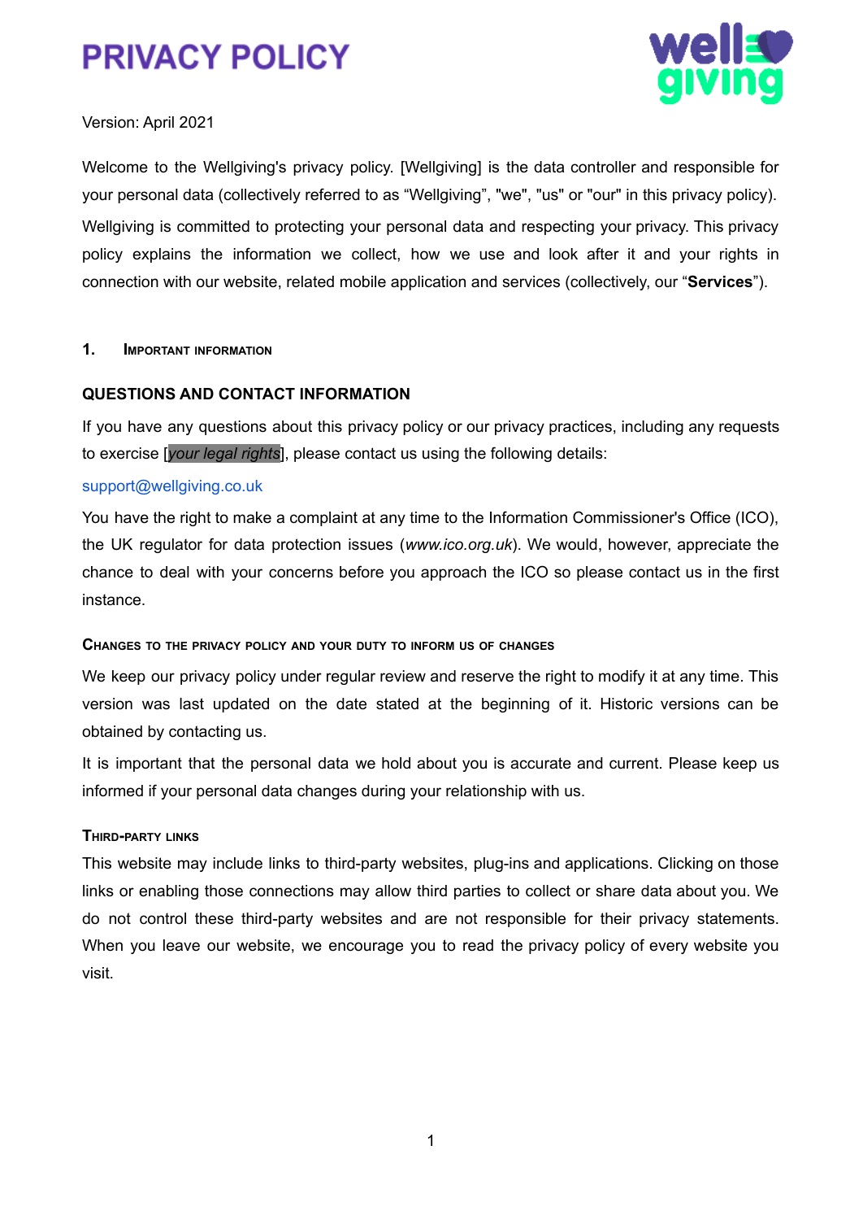# PRIVACY POLICY

Version: April 2021

Welcome to the Wellgiving's privacy policy. [Wellgiving] is the data controller and responsible for your personal data (collectively referred to as "Wellgiving", "we", "us" or "our" in this privacy policy).

Wellgiving is committed to protecting your personal data and respecting your privacy. This privacy policy explains the information we collect, how we use and look after it and your rights in connection with our website, related mobile application and services (collectively, our "**Services**").

## 1. Important information

### QUESTIONS AND CONTACT INFORMATION

If you have any questions about this privacy policy or our privacy practices, including any requests to exercise [*your legal rights*], please contact us using the following details:

support@wellgiving.co.uk

You have the right to make a complaint at any time to the Information Commissioner's Office (ICO), the UK regulator for data protection issues (*www.ico.org.uk*). We would, however, appreciate the chance to deal with your concerns before you approach the ICO so please contact us in the first instance.

### Changes to the privacy policy and your duty to inform us of changes

We keep our privacy policy under regular review and reserve the right to modify it at any time. This version was last updated on the date stated at the beginning of it. Historic versions can be obtained by contacting us.

It is important that the personal data we hold about you is accurate and current. Please keep us informed if your personal data changes during your relationship with us.

### Third-party links

This website may include links to third-party websites, plug-ins and applications. Clicking on those links or enabling those connections may allow third parties to collect or share data about you. We do not control these third-party websites and are not responsible for their privacy statements. When you leave our website, we encourage you to read the privacy policy of every website you visit.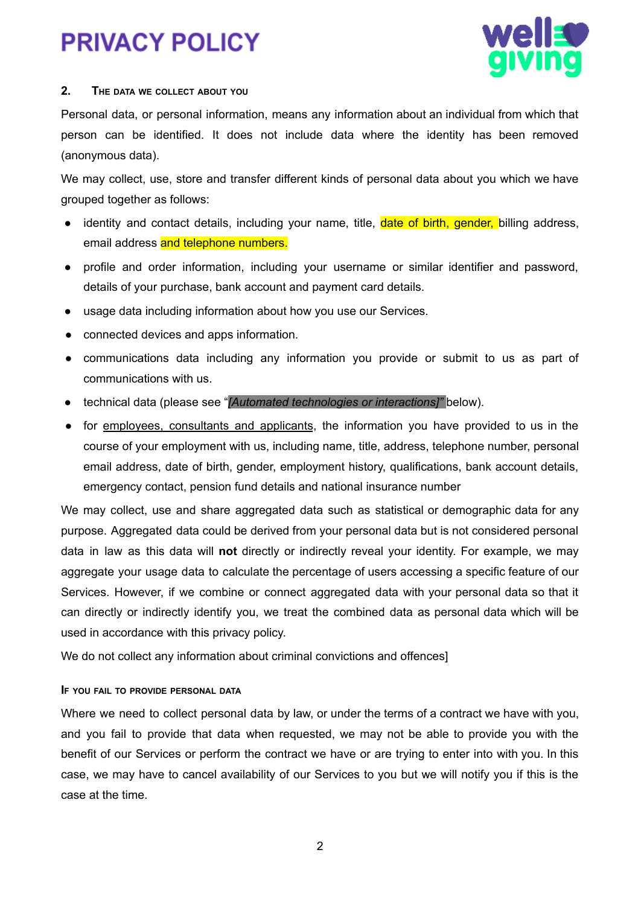## 2. The data we collect about you

Personal data, or personal information, means any information about an individual from which that person can be identified. It does not include data where the identity has been removed (anonymous data).

We may collect, use, store and transfer different kinds of personal data about you which we have grouped together as follows:

- identity and contact details, including your name, title, date of birth, gender, billing address, email address and telephone numbers.
- profile and order information, including your username or similar identifier and password, details of your purchase, bank account and payment card details.
- usage data including information about how you use our Services.
- connected devices and apps information.
- communications data including any information you provide or submit to us as part of communications with us.
- technical data (please see "*[Automated technologies or interactions]*" below).
- for employees, consultants and applicants, the information you have provided to us in the course of your employment with us, including name, title, address, telephone number, personal email address, date of birth, gender, employment history, qualifications, bank account details, emergency contact, pension fund details and national insurance number

We may collect, use and share aggregated data such as statistical or demographic data for any purpose. Aggregated data could be derived from your personal data but is not considered personal data in law as this data will **not** directly or indirectly reveal your identity. For example, we may aggregate your usage data to calculate the percentage of users accessing a specific feature of our Services. However, if we combine or connect aggregated data with your personal data so that it can directly or indirectly identify you, we treat the combined data as personal data which will be used in accordance with this privacy policy.

We do not collect any information about criminal convictions and offences]

#### If you fail to provide personal data

Where we need to collect personal data by law, or under the terms of a contract we have with you, and you fail to provide that data when requested, we may not be able to provide you with the benefit of our Services or perform the contract we have or are trying to enter into with you. In this case, we may have to cancel availability of our Services to you but we will notify you if this is the case at the time.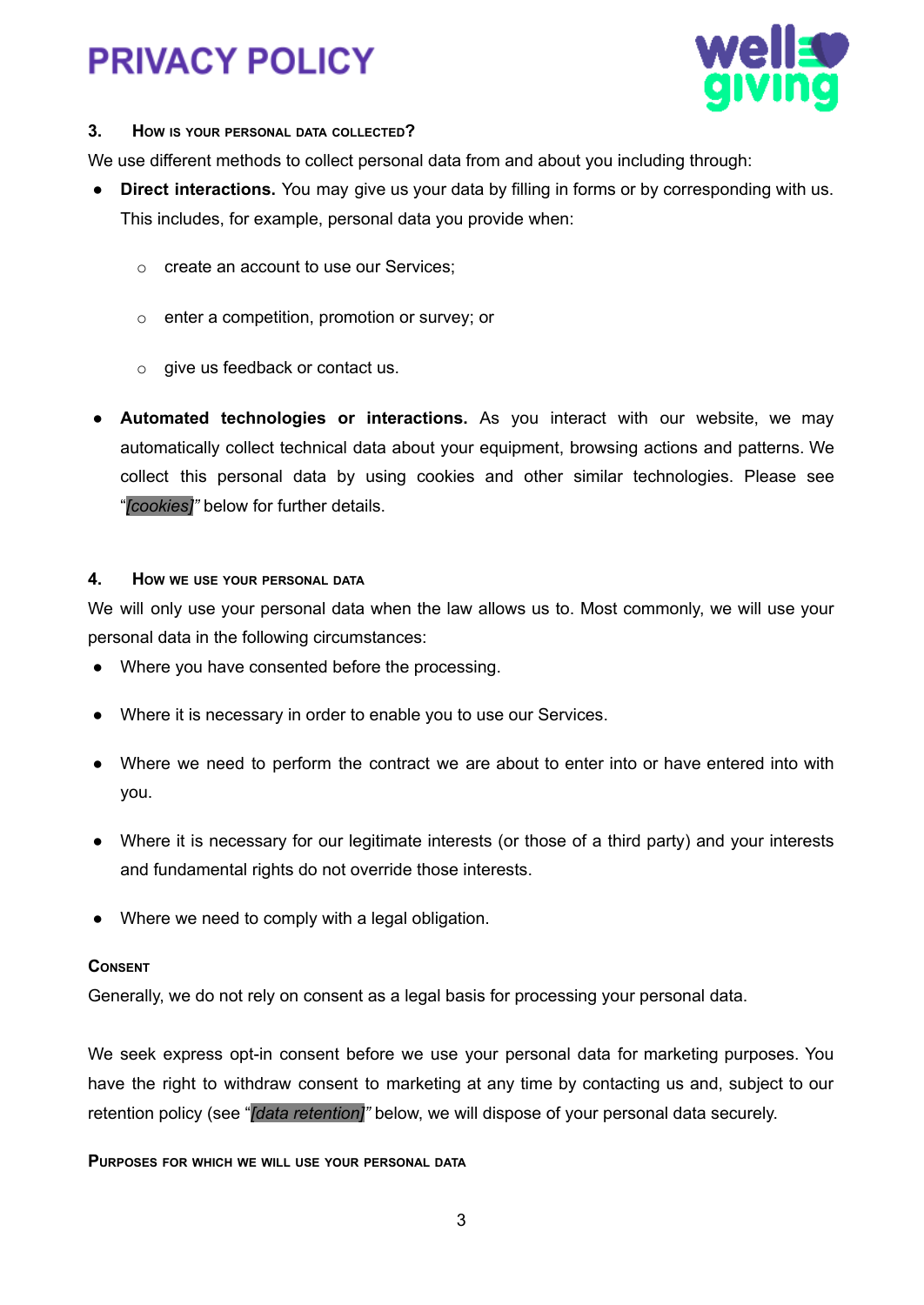### 3. How is your personal data collected?

We use different methods to collect personal data from and about you including through:

- **Direct interactions.** You may give us your data by filling in forms or by corresponding with us. This includes, for example, personal data you provide when:
  - create an account to use our Services;
  - enter a competition, promotion or survey; or
  - give us feedback or contact us.
- **Automated technologies or interactions.** As you interact with our website, we may automatically collect technical data about your equipment, browsing actions and patterns. We collect this personal data by using cookies and other similar technologies. Please see "*[cookies]*" below for further details.

### 4. How we use your personal data

We will only use your personal data when the law allows us to. Most commonly, we will use your personal data in the following circumstances:

- Where you have consented before the processing.
- Where it is necessary in order to enable you to use our Services.
- Where we need to perform the contract we are about to enter into or have entered into with you.
- Where it is necessary for our legitimate interests (or those of a third party) and your interests and fundamental rights do not override those interests.
- Where we need to comply with a legal obligation.

#### Consent

Generally, we do not rely on consent as a legal basis for processing your personal data.

We seek express opt-in consent before we use your personal data for marketing purposes. You have the right to withdraw consent to marketing at any time by contacting us and, subject to our retention policy (see "*[data retention]*" below, we will dispose of your personal data securely.

#### Purposes for which we will use your personal data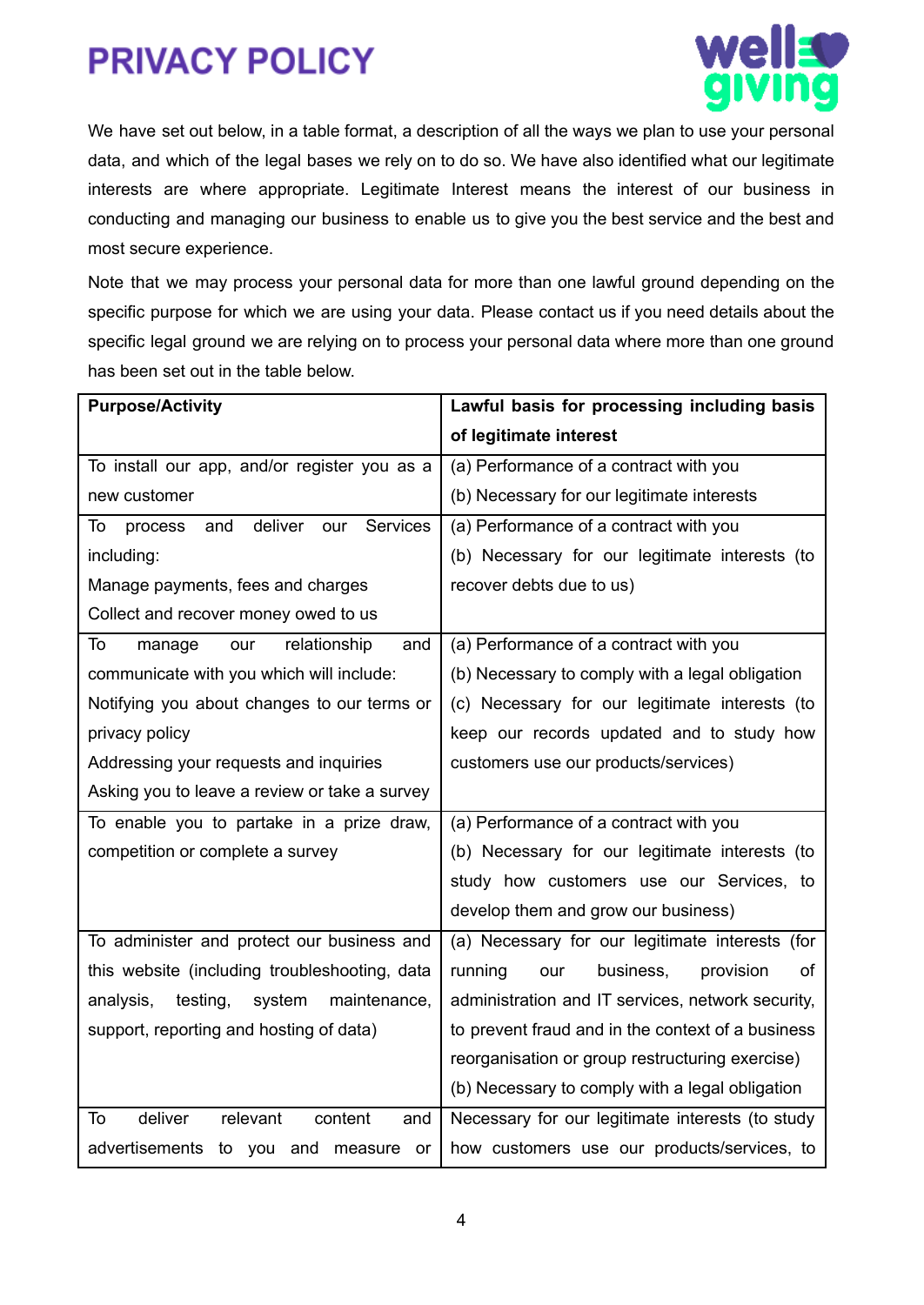# PRIVACY POLICY

We have set out below, in a table format, a description of all the ways we plan to use your personal data, and which of the legal bases we rely on to do so. We have also identified what our legitimate interests are where appropriate. Legitimate Interest means the interest of our business in conducting and managing our business to enable us to give you the best service and the best and most secure experience.

Note that we may process your personal data for more than one lawful ground depending on the specific purpose for which we are using your data. Please contact us if you need details about the specific legal ground we are relying on to process your personal data where more than one ground has been set out in the table below.

| Purpose/Activity | Lawful basis for processing including basis of legitimate interest |
|---|---|
| To install our app, and/or register you as a new customer | (a) Performance of a contract with you<br>(b) Necessary for our legitimate interests |
| To process and deliver our Services including:<br>Manage payments, fees and charges<br>Collect and recover money owed to us | (a) Performance of a contract with you<br>(b) Necessary for our legitimate interests (to recover debts due to us) |
| To manage our relationship and communicate with you which will include:<br>Notifying you about changes to our terms or privacy policy<br>Addressing your requests and inquiries<br>Asking you to leave a review or take a survey | (a) Performance of a contract with you<br>(b) Necessary to comply with a legal obligation<br>(c) Necessary for our legitimate interests (to keep our records updated and to study how customers use our products/services) |
| To enable you to partake in a prize draw, competition or complete a survey | (a) Performance of a contract with you<br>(b) Necessary for our legitimate interests (to study how customers use our Services, to develop them and grow our business) |
| To administer and protect our business and this website (including troubleshooting, data analysis, testing, system maintenance, support, reporting and hosting of data) | (a) Necessary for our legitimate interests (for running our business, provision of administration and IT services, network security, to prevent fraud and in the context of a business reorganisation or group restructuring exercise)<br>(b) Necessary to comply with a legal obligation |
| To deliver relevant content and advertisements to you and measure or | Necessary for our legitimate interests (to study how customers use our products/services, to |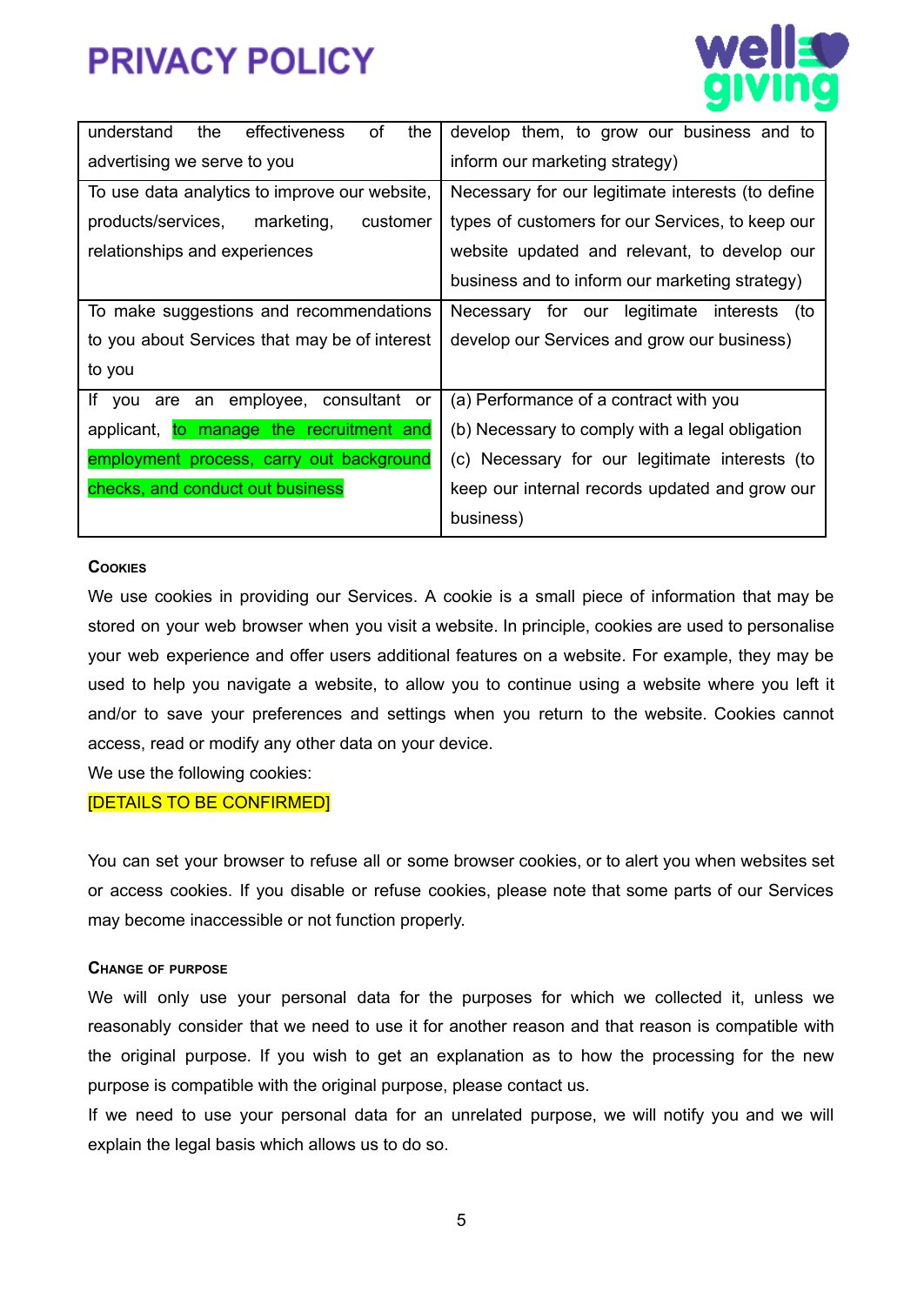| | |
|---|---|
| understand the effectiveness of the advertising we serve to you | develop them, to grow our business and to inform our marketing strategy) |
| To use data analytics to improve our website, products/services, marketing, customer relationships and experiences | Necessary for our legitimate interests (to define types of customers for our Services, to keep our website updated and relevant, to develop our business and to inform our marketing strategy) |
| To make suggestions and recommendations to you about Services that may be of interest to you | Necessary for our legitimate interests (to develop our Services and grow our business) |
| If you are an employee, consultant or applicant, to manage the recruitment and employment process, carry out background checks, and conduct out business | (a) Performance of a contract with you<br>(b) Necessary to comply with a legal obligation<br>(c) Necessary for our legitimate interests (to keep our internal records updated and grow our business) |

### Cookies

We use cookies in providing our Services. A cookie is a small piece of information that may be stored on your web browser when you visit a website. In principle, cookies are used to personalise your web experience and offer users additional features on a website. For example, they may be used to help you navigate a website, to allow you to continue using a website where you left it and/or to save your preferences and settings when you return to the website. Cookies cannot access, read or modify any other data on your device.

We use the following cookies:

[DETAILS TO BE CONFIRMED]

You can set your browser to refuse all or some browser cookies, or to alert you when websites set or access cookies. If you disable or refuse cookies, please note that some parts of our Services may become inaccessible or not function properly.

### Change of purpose

We will only use your personal data for the purposes for which we collected it, unless we reasonably consider that we need to use it for another reason and that reason is compatible with the original purpose. If you wish to get an explanation as to how the processing for the new purpose is compatible with the original purpose, please contact us.

If we need to use your personal data for an unrelated purpose, we will notify you and we will explain the legal basis which allows us to do so.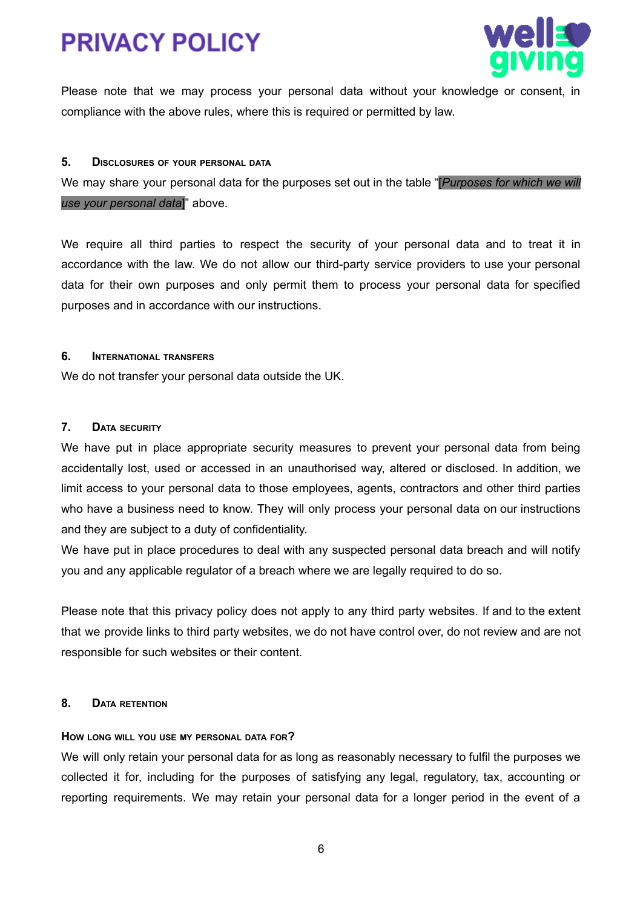Please note that we may process your personal data without your knowledge or consent, in compliance with the above rules, where this is required or permitted by law.

## 5. Disclosures of your personal data

We may share your personal data for the purposes set out in the table "[*Purposes for which we will use your personal data*]" above.

We require all third parties to respect the security of your personal data and to treat it in accordance with the law. We do not allow our third-party service providers to use your personal data for their own purposes and only permit them to process your personal data for specified purposes and in accordance with our instructions.

## 6. International transfers

We do not transfer your personal data outside the UK.

## 7. Data security

We have put in place appropriate security measures to prevent your personal data from being accidentally lost, used or accessed in an unauthorised way, altered or disclosed. In addition, we limit access to your personal data to those employees, agents, contractors and other third parties who have a business need to know. They will only process your personal data on our instructions and they are subject to a duty of confidentiality.

We have put in place procedures to deal with any suspected personal data breach and will notify you and any applicable regulator of a breach where we are legally required to do so.

Please note that this privacy policy does not apply to any third party websites. If and to the extent that we provide links to third party websites, we do not have control over, do not review and are not responsible for such websites or their content.

## 8. Data retention

### How long will you use my personal data for?

We will only retain your personal data for as long as reasonably necessary to fulfil the purposes we collected it for, including for the purposes of satisfying any legal, regulatory, tax, accounting or reporting requirements. We may retain your personal data for a longer period in the event of a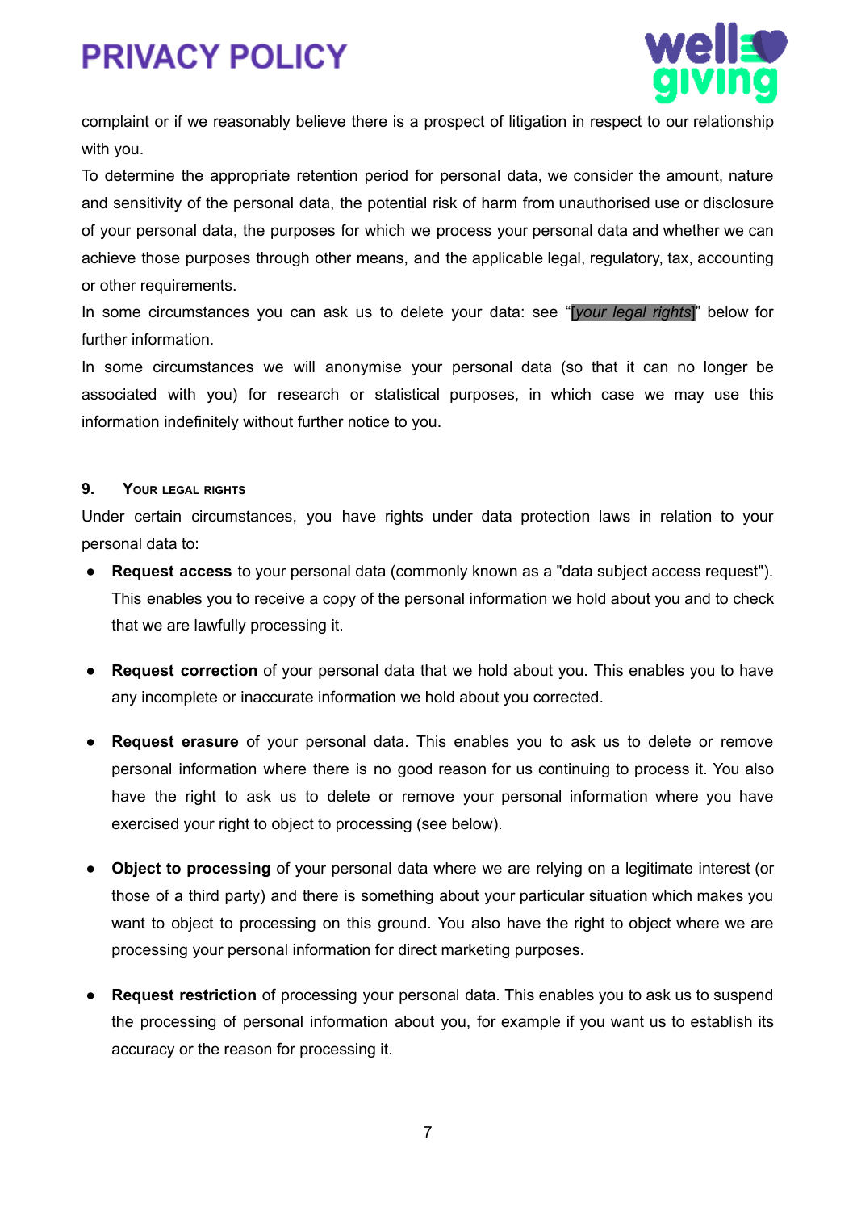complaint or if we reasonably believe there is a prospect of litigation in respect to our relationship with you.

To determine the appropriate retention period for personal data, we consider the amount, nature and sensitivity of the personal data, the potential risk of harm from unauthorised use or disclosure of your personal data, the purposes for which we process your personal data and whether we can achieve those purposes through other means, and the applicable legal, regulatory, tax, accounting or other requirements.

In some circumstances you can ask us to delete your data: see "[*your legal rights*]" below for further information.

In some circumstances we will anonymise your personal data (so that it can no longer be associated with you) for research or statistical purposes, in which case we may use this information indefinitely without further notice to you.

## 9. Your legal rights

Under certain circumstances, you have rights under data protection laws in relation to your personal data to:

- **Request access** to your personal data (commonly known as a "data subject access request"). This enables you to receive a copy of the personal information we hold about you and to check that we are lawfully processing it.
- **Request correction** of your personal data that we hold about you. This enables you to have any incomplete or inaccurate information we hold about you corrected.
- **Request erasure** of your personal data. This enables you to ask us to delete or remove personal information where there is no good reason for us continuing to process it. You also have the right to ask us to delete or remove your personal information where you have exercised your right to object to processing (see below).
- **Object to processing** of your personal data where we are relying on a legitimate interest (or those of a third party) and there is something about your particular situation which makes you want to object to processing on this ground. You also have the right to object where we are processing your personal information for direct marketing purposes.
- **Request restriction** of processing your personal data. This enables you to ask us to suspend the processing of personal information about you, for example if you want us to establish its accuracy or the reason for processing it.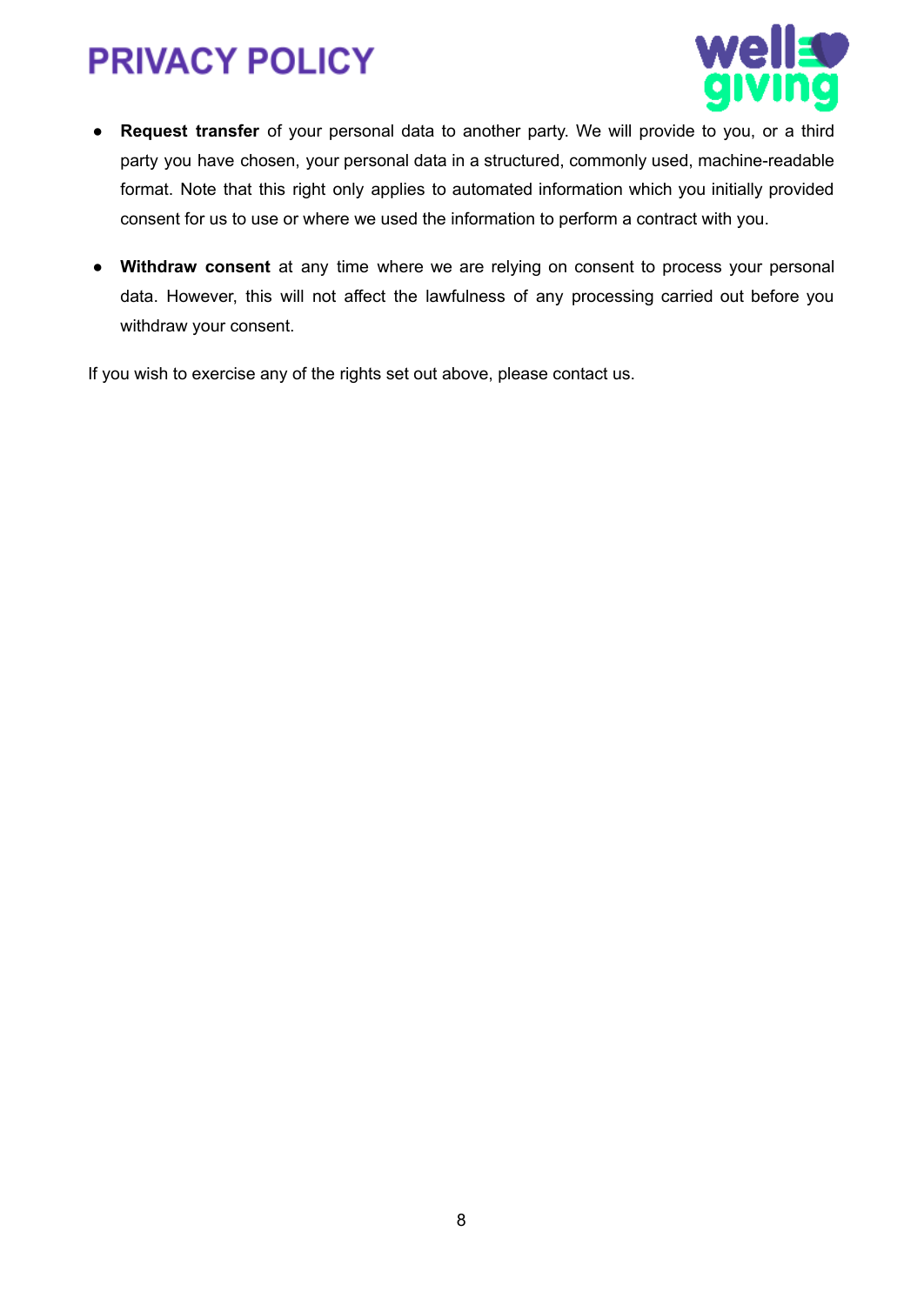- **Request transfer** of your personal data to another party. We will provide to you, or a third party you have chosen, your personal data in a structured, commonly used, machine-readable format. Note that this right only applies to automated information which you initially provided consent for us to use or where we used the information to perform a contract with you.
- **Withdraw consent** at any time where we are relying on consent to process your personal data. However, this will not affect the lawfulness of any processing carried out before you withdraw your consent.

If you wish to exercise any of the rights set out above, please contact us.